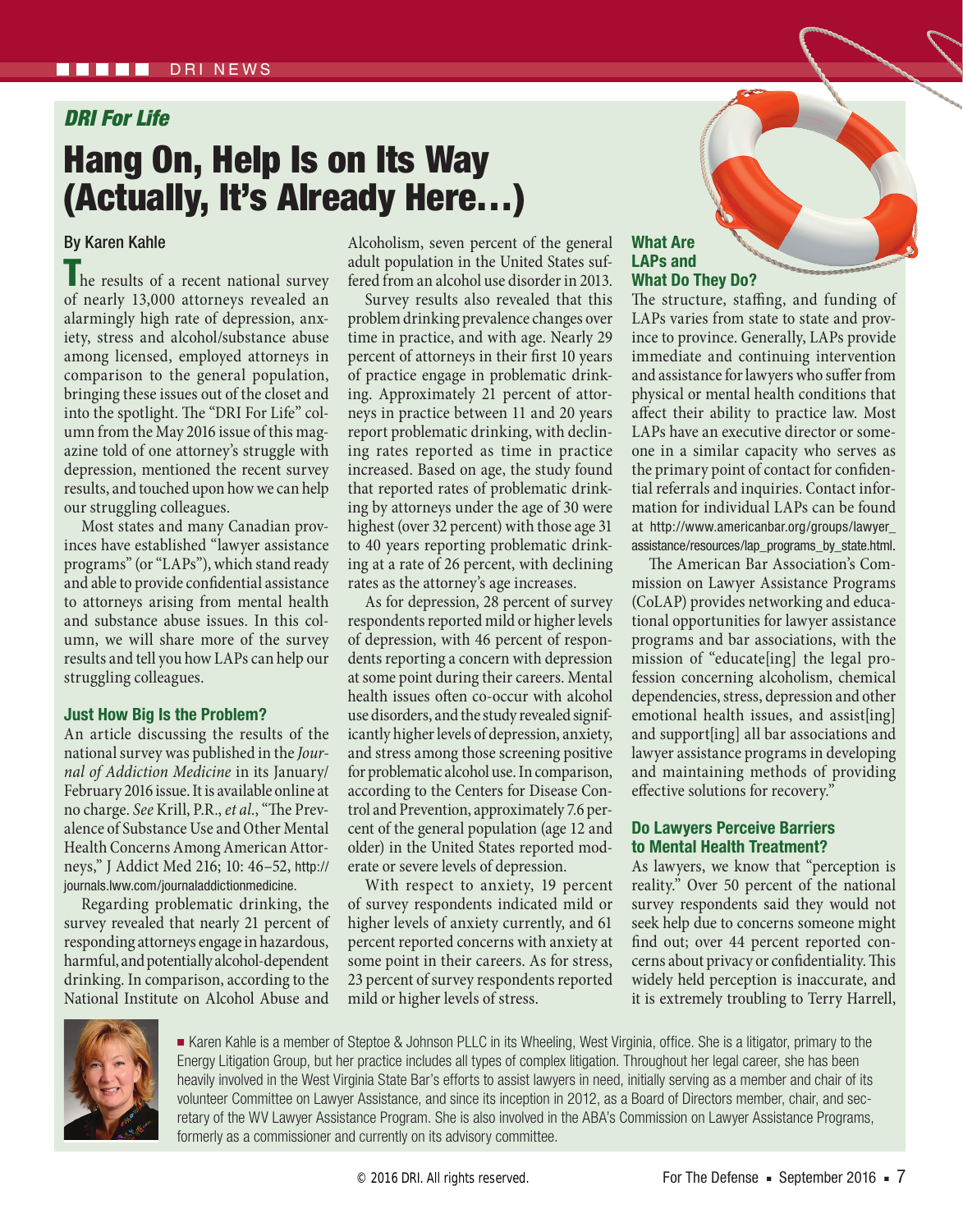DRI NEWS

*DRI For Life*

# Hang On, Help Is on Its Way (Actually, It's Already Here…)

By Karen Kahle

The results of a recent national survey of nearly 13,000 attorneys revealed an alarmingly high rate of depression, anxiety, stress and alcohol/substance abuse among licensed, employed attorneys in comparison to the general population, bringing these issues out of the closet and into the spotlight. The "DRI For Life" column from the May 2016 issue of this magazine told of one attorney's struggle with depression, mentioned the recent survey results, and touched upon how we can help our struggling colleagues.

Most states and many Canadian provinces have established "lawyer assistance programs" (or "LAPs"), which stand ready and able to provide confidential assistance to attorneys arising from mental health and substance abuse issues. In this column, we will share more of the survey results and tell you how LAPs can help our struggling colleagues.

## Just How Big Is the Problem?

An article discussing the results of the national survey was published in the *Journal of Addiction Medicine* in its January/February 2016 issue. It is available online at no charge. *See* Krill, P.R., *et al.*, "The Prevalence of Substance Use and Other Mental Health Concerns Among American Attorneys," J Addict Med 216; 10: 46–52, http://journals.lww.com/journaladdictionmedicine.

Regarding problematic drinking, the survey revealed that nearly 21 percent of responding attorneys engage in hazardous, harmful, and potentially alcohol-dependent drinking. In comparison, according to the National Institute on Alcohol Abuse and Alcoholism, seven percent of the general adult population in the United States suffered from an alcohol use disorder in 2013.

Survey results also revealed that this problem drinking prevalence changes over time in practice, and with age. Nearly 29 percent of attorneys in their first 10 years of practice engage in problematic drinking. Approximately 21 percent of attorneys in practice between 11 and 20 years report problematic drinking, with declining rates reported as time in practice increased. Based on age, the study found that reported rates of problematic drinking by attorneys under the age of 30 were highest (over 32 percent) with those age 31 to 40 years reporting problematic drinking at a rate of 26 percent, with declining rates as the attorney's age increases.

As for depression, 28 percent of survey respondents reported mild or higher levels of depression, with 46 percent of respondents reporting a concern with depression at some point during their careers. Mental health issues often co-occur with alcohol use disorders, and the study revealed significantly higher levels of depression, anxiety, and stress among those screening positive for problematic alcohol use. In comparison, according to the Centers for Disease Control and Prevention, approximately 7.6 percent of the general population (age 12 and older) in the United States reported moderate or severe levels of depression.

With respect to anxiety, 19 percent of survey respondents indicated mild or higher levels of anxiety currently, and 61 percent reported concerns with anxiety at some point in their careers. As for stress, 23 percent of survey respondents reported mild or higher levels of stress.

## What Are LAPs and What Do They Do?

The structure, staffing, and funding of LAPs varies from state to state and province to province. Generally, LAPs provide immediate and continuing intervention and assistance for lawyers who suffer from physical or mental health conditions that affect their ability to practice law. Most LAPs have an executive director or someone in a similar capacity who serves as the primary point of contact for confidential referrals and inquiries. Contact information for individual LAPs can be found at http://www.americanbar.org/groups/lawyer_assistance/resources/lap_programs_by_state.html.

The American Bar Association's Commission on Lawyer Assistance Programs (CoLAP) provides networking and educational opportunities for lawyer assistance programs and bar associations, with the mission of "educate[ing] the legal profession concerning alcoholism, chemical dependencies, stress, depression and other emotional health issues, and assist[ing] and support[ing] all bar associations and lawyer assistance programs in developing and maintaining methods of providing effective solutions for recovery."

## Do Lawyers Perceive Barriers to Mental Health Treatment?

As lawyers, we know that "perception is reality." Over 50 percent of the national survey respondents said they would not seek help due to concerns someone might find out; over 44 percent reported concerns about privacy or confidentiality. This widely held perception is inaccurate, and it is extremely troubling to Terry Harrell,

■ Karen Kahle is a member of Steptoe & Johnson PLLC in its Wheeling, West Virginia, office. She is a litigator, primary to the Energy Litigation Group, but her practice includes all types of complex litigation. Throughout her legal career, she has been heavily involved in the West Virginia State Bar's efforts to assist lawyers in need, initially serving as a member and chair of its volunteer Committee on Lawyer Assistance, and since its inception in 2012, as a Board of Directors member, chair, and secretary of the WV Lawyer Assistance Program. She is also involved in the ABA's Commission on Lawyer Assistance Programs, formerly as a commissioner and currently on its advisory committee.

© 2016 DRI. All rights reserved.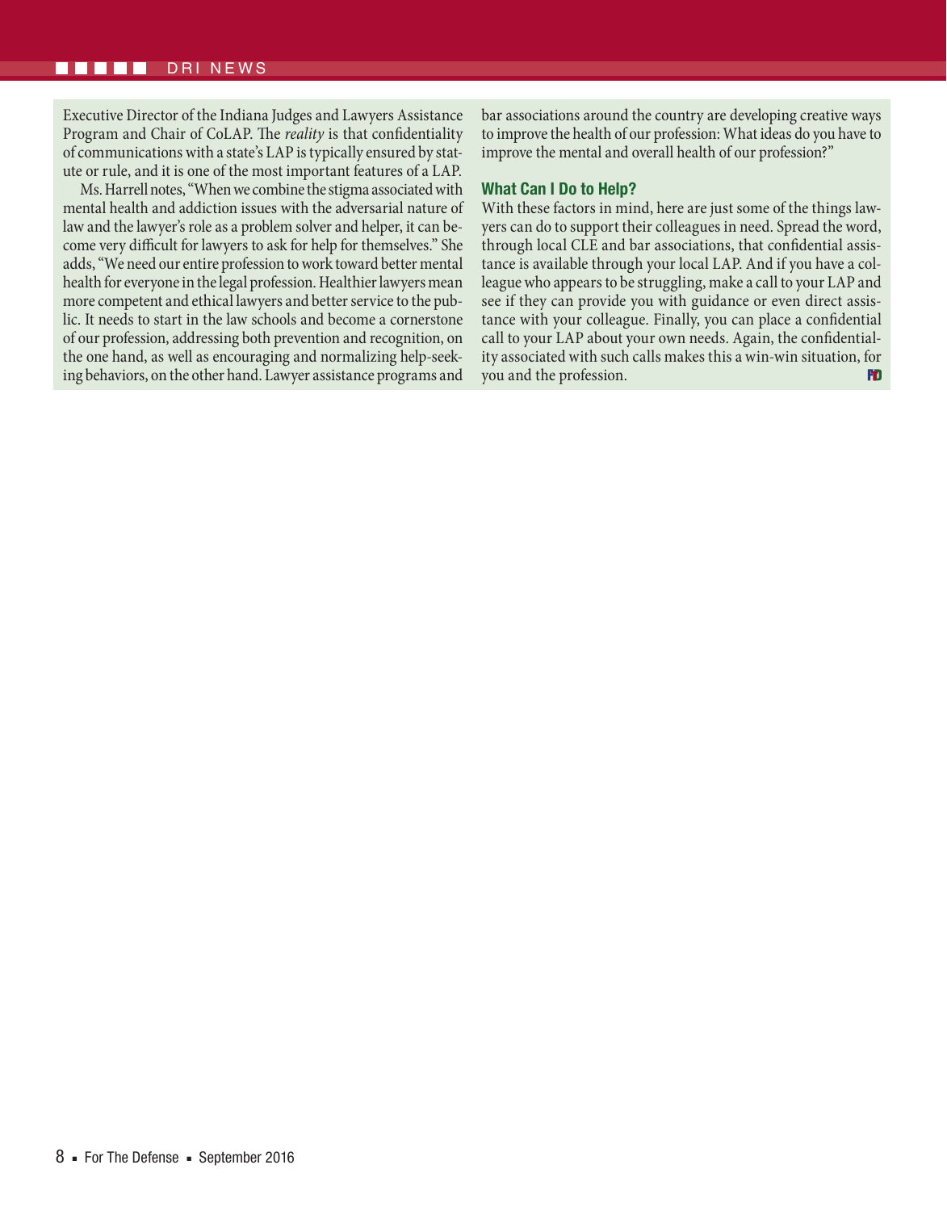Executive Director of the Indiana Judges and Lawyers Assistance Program and Chair of CoLAP. The *reality* is that confidentiality of communications with a state's LAP is typically ensured by statute or rule, and it is one of the most important features of a LAP.

Ms. Harrell notes, "When we combine the stigma associated with mental health and addiction issues with the adversarial nature of law and the lawyer's role as a problem solver and helper, it can become very difficult for lawyers to ask for help for themselves." She adds, "We need our entire profession to work toward better mental health for everyone in the legal profession. Healthier lawyers mean more competent and ethical lawyers and better service to the public. It needs to start in the law schools and become a cornerstone of our profession, addressing both prevention and recognition, on the one hand, as well as encouraging and normalizing help-seeking behaviors, on the other hand. Lawyer assistance programs and bar associations around the country are developing creative ways to improve the health of our profession: What ideas do you have to improve the mental and overall health of our profession?"

### What Can I Do to Help?

With these factors in mind, here are just some of the things lawyers can do to support their colleagues in need. Spread the word, through local CLE and bar associations, that confidential assistance is available through your local LAP. And if you have a colleague who appears to be struggling, make a call to your LAP and see if they can provide you with guidance or even direct assistance with your colleague. Finally, you can place a confidential call to your LAP about your own needs. Again, the confidentiality associated with such calls makes this a win-win situation, for you and the profession.